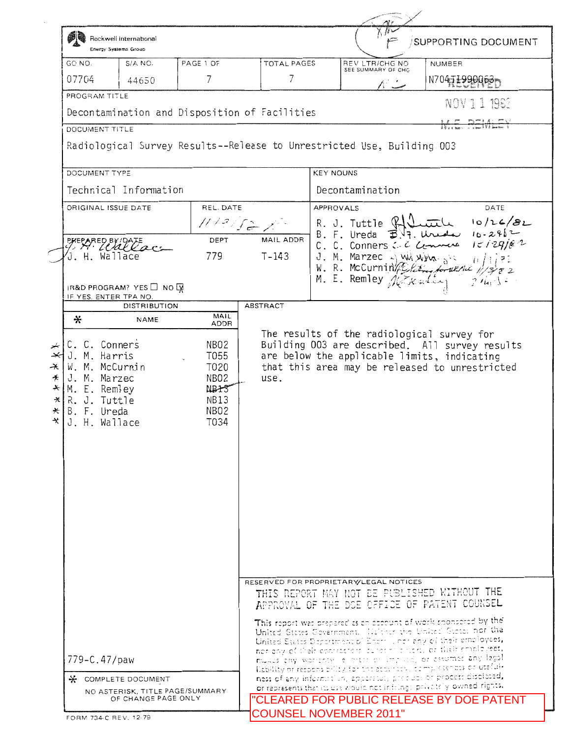Rockwell International
Energy Systems Group

**SUPPORTING DOCUMENT**

| GO NO. | S/A NO. | PAGE 1 OF | TOTAL PAGES | REV LTR/CHG NO SEE SUMMARY OF CHG | NUMBER |
|---|---|---|---|---|---|
| 07704 | 44650 | 7 | 7 | | N704TI990063 |

RECEIVED NOV 11 1982 M. E. REMLEY

**PROGRAM TITLE**

Decontamination and Disposition of Facilities

**DOCUMENT TITLE**

Radiological Survey Results--Release to Unrestricted Use, Building 003

| DOCUMENT TYPE | KEY NOUNS |
|---|---|
| Technical Information | Decontamination |

| ORIGINAL ISSUE DATE | REL. DATE |
|---|---|
| | 11/12/82 |

| PREPARED BY/DATE | DEPT | MAIL ADDR |
|---|---|---|
| J. H. Wallace | 779 | T-143 |

| APPROVALS | DATE |
|---|---|
| R. J. Tuttle | 10/26/82 |
| B. F. Ureda | 10-29-82 |
| C. C. Conners | 10/29/82 |
| J. M. Marzec | 11/1/82 |
| W. R. McCurnin | 11/3/82 |
| M. E. Remley | |

IR&D PROGRAM? YES ☐ NO ☒
IF YES, ENTER TPA NO.

**DISTRIBUTION**

| * | NAME | MAIL ADDR |
|---|---|---|
| * | C. C. Conners | NB02 |
| * | J. M. Harris | T055 |
| * | W. M. McCurnin | T020 |
| * | J. M. Marzec | NB02 |
| * | M. E. Remley | NB13 |
| * | R. J. Tuttle | NB13 |
| * | B. F. Ureda | NB02 |
| * | J. H. Wallace | T034 |

779-C.47/paw

\* COMPLETE DOCUMENT
NO ASTERISK, TITLE PAGE/SUMMARY OF CHANGE PAGE ONLY

**ABSTRACT**

The results of the radiological survey for Building 003 are described. All survey results are below the applicable limits, indicating that this area may be released to unrestricted use.

**RESERVED FOR PROPRIETARY/LEGAL NOTICES**

THIS REPORT MAY NOT BE PUBLISHED WITHOUT THE APPROVAL OF THE DOE OFFICE OF PATENT COUNSEL

This report was prepared as an account of work sponsored by the United States Government. Neither the United States nor the United States Department of Energy, nor any of their employees, nor any of their contractors, subcontractors, or their employees, makes any warranty, express or implied, or assumes any legal liability or responsibility for the accuracy, completeness or usefulness of any information, apparatus, product or process disclosed, or represents that its use would not infringe privately owned rights.

"CLEARED FOR PUBLIC RELEASE BY DOE PATENT COUNSEL NOVEMBER 2011"

FORM 734-C REV. 12-79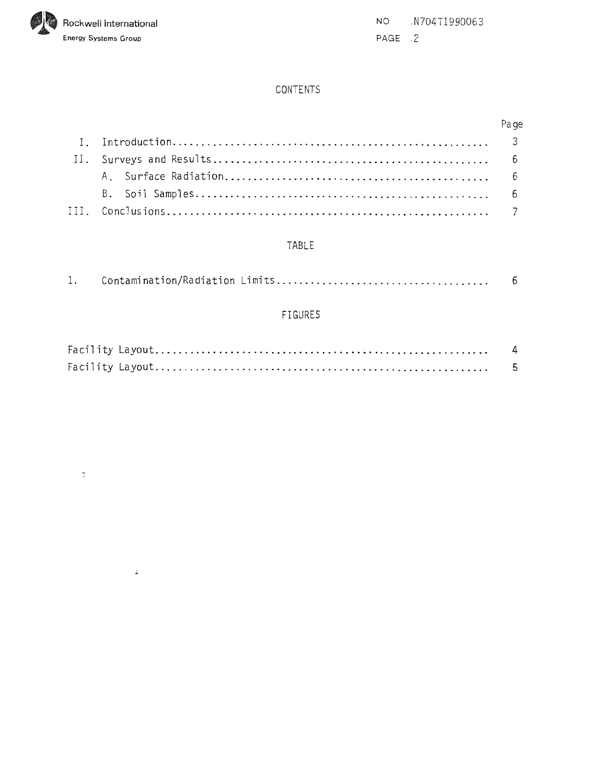# CONTENTS

| | | Page |
|---|---|---|
| I. | Introduction | 3 |
| II. | Surveys and Results | 6 |
| | A. Surface Radiation | 6 |
| | B. Soil Samples | 6 |
| III. | Conclusions | 7 |

## TABLE

| | | |
|---|---|---|
| 1. | Contamination/Radiation Limits | 6 |

## FIGURES

| | |
|---|---|
| Facility Layout | 4 |
| Facility Layout | 5 |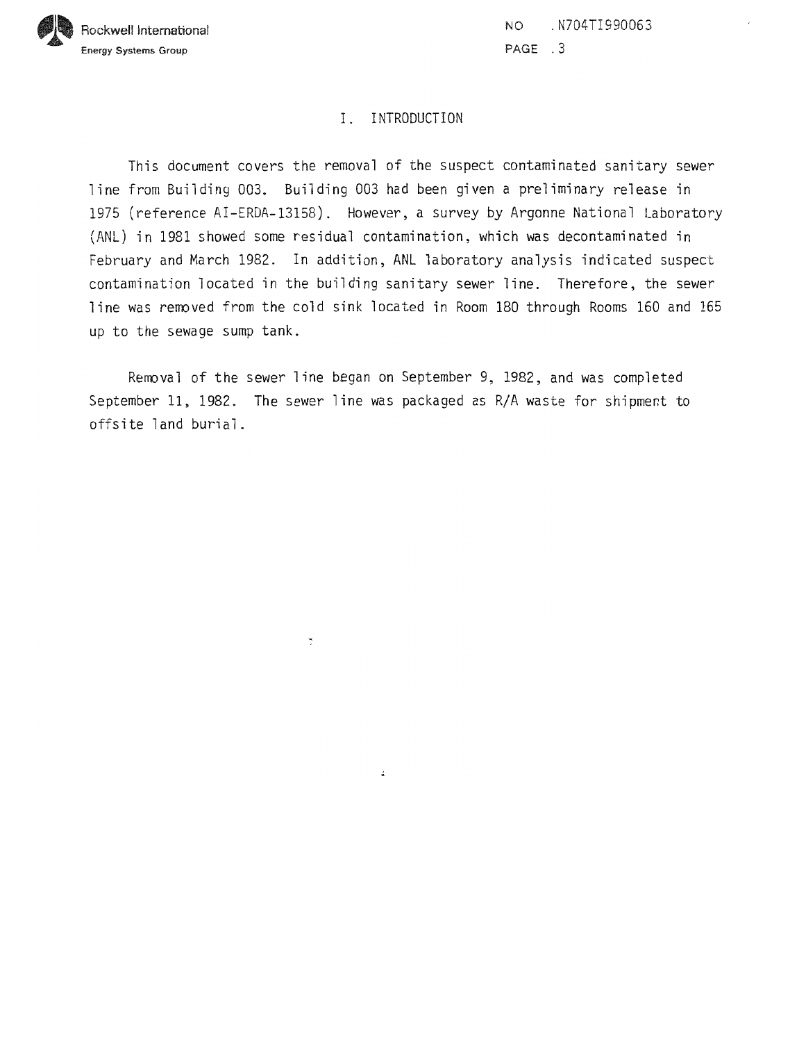# I. INTRODUCTION

This document covers the removal of the suspect contaminated sanitary sewer line from Building 003. Building 003 had been given a preliminary release in 1975 (reference AI-ERDA-13158). However, a survey by Argonne National Laboratory (ANL) in 1981 showed some residual contamination, which was decontaminated in February and March 1982. In addition, ANL laboratory analysis indicated suspect contamination located in the building sanitary sewer line. Therefore, the sewer line was removed from the cold sink located in Room 180 through Rooms 160 and 165 up to the sewage sump tank.

Removal of the sewer line began on September 9, 1982, and was completed September 11, 1982. The sewer line was packaged as R/A waste for shipment to offsite land burial.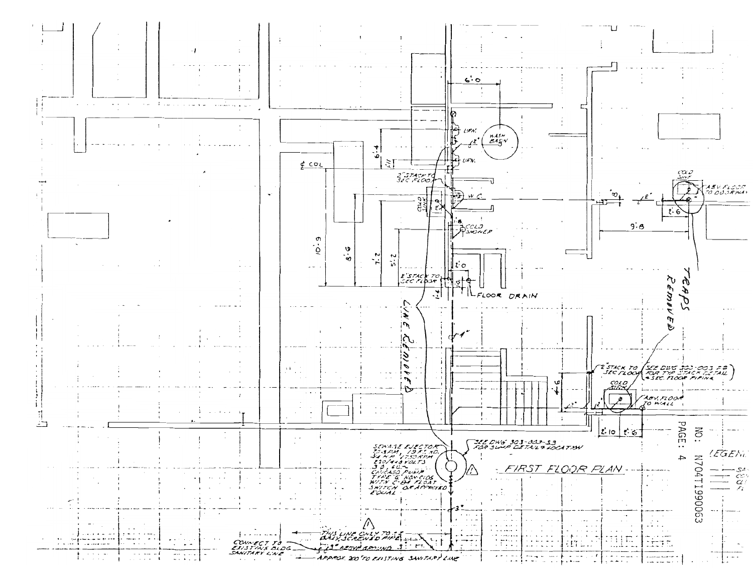FIRST FLOOR PLAN

WASH BASIN

URN.

URN.

2" STACK TO SEC. FLOOR

COLD SINK

W.C.

COLD SHOWER

2" STACK TO SEC. FLOOR

FLOOR DRAIN

¢ COL

6'-0

6'-4

10'-9

8'-6

7'-2

5'-2

LINE REMOVED

TRAPS REMOVED

COLD SINK

ABV. FLOOR TO DOORWAY

9'-8

2'-6

2" STACK TO SEC. FLOOR

SEE DWG 303-003-P8 FOR TYP STACK DETAIL & SEC. FLOOR PIPING

COLD SINK

ABV. FLOOR TO WALL

2'-10

2'-6

4'-6

SEWAGE EJECTOR 70 GPM, 19 FT. HD. 3/4 H.P. 1750 RPM 230/460 VOLTS 3 Ø, 60~ CHICAGO PUMP TYPE 'C' NOV-C105 WITH C-84 FLOAT SWITCH OR APPROVED EQUAL

SEE DWG 303-003-S3 FOR SUMP DETAIL & LOCATION

THIS LINE ONLY TO 2.5 GALV. SCREWED PIPE

CONNECT TO EXISTING BLDG. SANITARY LINE

3" ABOVE GROUND

APPROX. 200' TO EXISTING SANITARY LINE

LEGEND

NO: N704T190063

PAGE: 4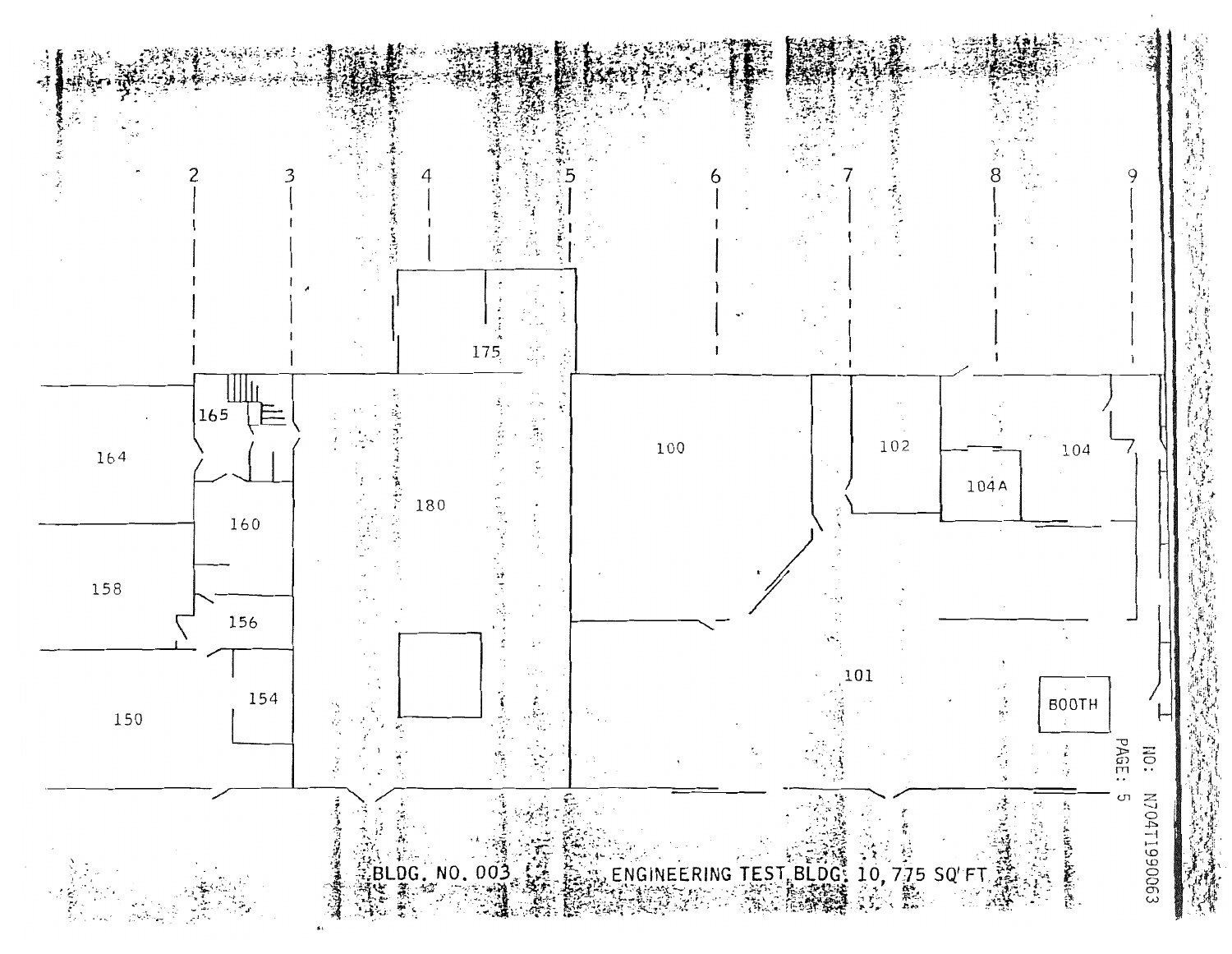2 3 4 5 6 7 8 9

175

165

164

160

180

100

102

104

104A

158

156

154

150

101

BOOTH

BLDG. NO. 003 ENGINEERING TEST BLDG. 10,775 SQ FT

NO: N704T190063

PAGE: 5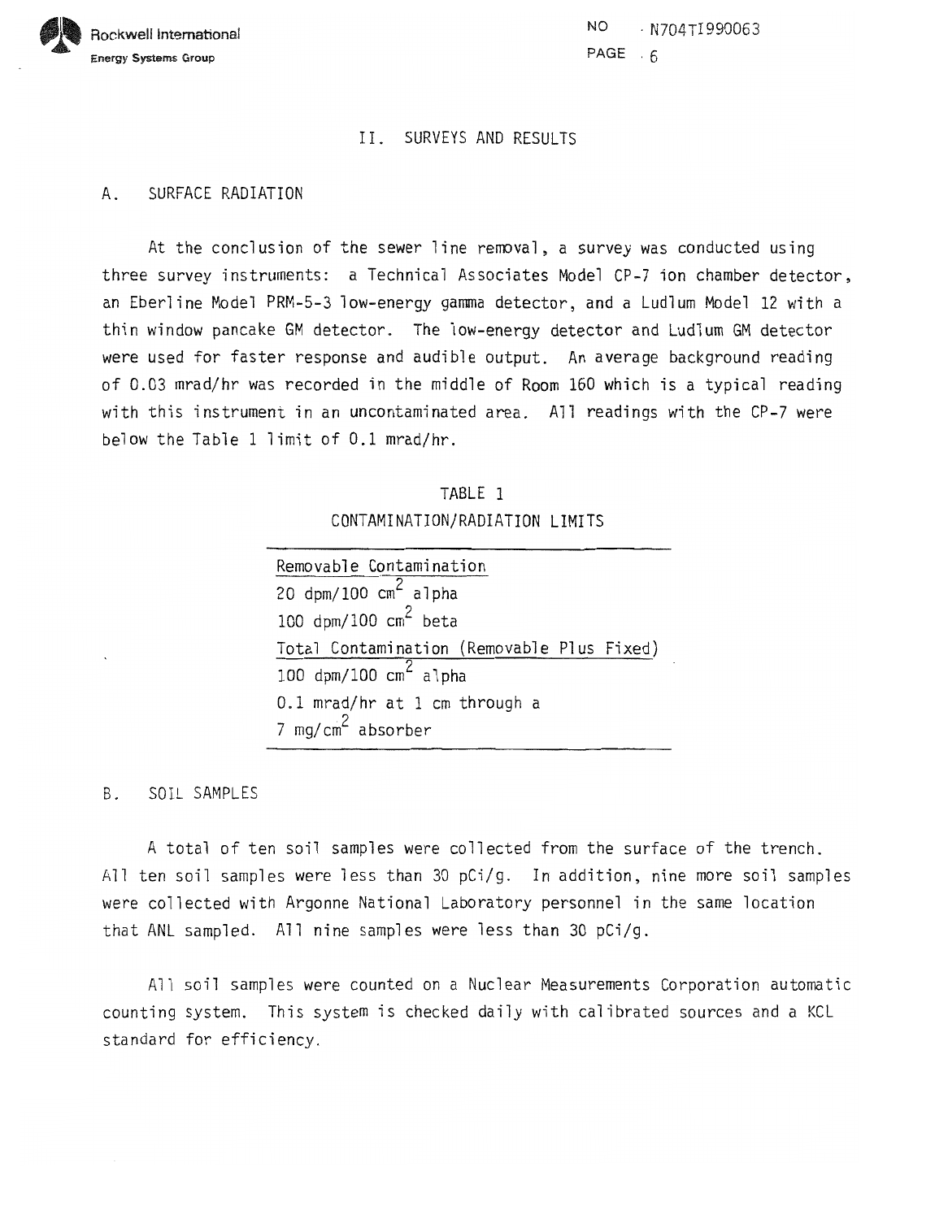## II. SURVEYS AND RESULTS

### A. SURFACE RADIATION

At the conclusion of the sewer line removal, a survey was conducted using three survey instruments: a Technical Associates Model CP-7 ion chamber detector, an Eberline Model PRM-5-3 low-energy gamma detector, and a Ludlum Model 12 with a thin window pancake GM detector. The low-energy detector and Ludlum GM detector were used for faster response and audible output. An average background reading of 0.03 mrad/hr was recorded in the middle of Room 160 which is a typical reading with this instrument in an uncontaminated area. All readings with the CP-7 were below the Table 1 limit of 0.1 mrad/hr.

TABLE 1

CONTAMINATION/RADIATION LIMITS

| |
|---|
| Removable Contamination |
| 20 dpm/100 $cm^2$ alpha |
| 100 dpm/100 $cm^2$ beta |
| Total Contamination (Removable Plus Fixed) |
| 100 dpm/100 $cm^2$ alpha |
| 0.1 mrad/hr at 1 cm through a 7 $mg/cm^2$ absorber |

### B. SOIL SAMPLES

A total of ten soil samples were collected from the surface of the trench. All ten soil samples were less than 30 pCi/g. In addition, nine more soil samples were collected with Argonne National Laboratory personnel in the same location that ANL sampled. All nine samples were less than 30 pCi/g.

All soil samples were counted on a Nuclear Measurements Corporation automatic counting system. This system is checked daily with calibrated sources and a KCL standard for efficiency.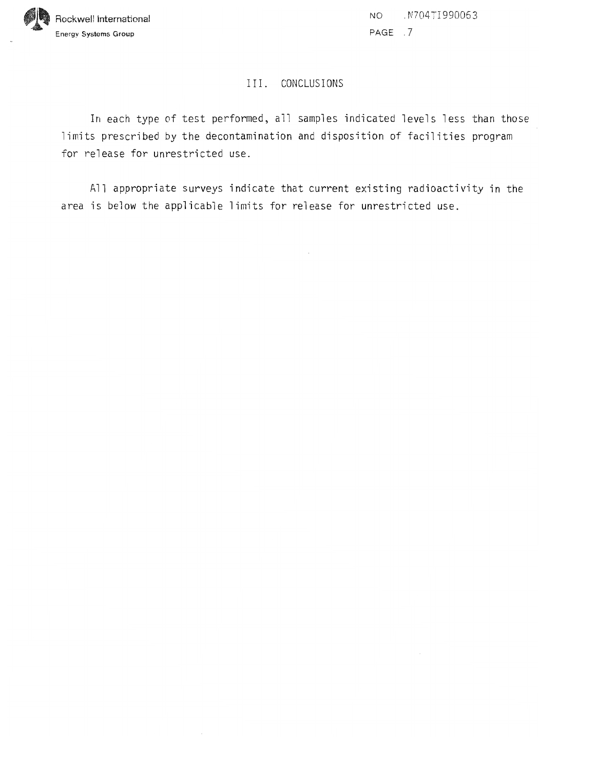## III. CONCLUSIONS

In each type of test performed, all samples indicated levels less than those limits prescribed by the decontamination and disposition of facilities program for release for unrestricted use.

All appropriate surveys indicate that current existing radioactivity in the area is below the applicable limits for release for unrestricted use.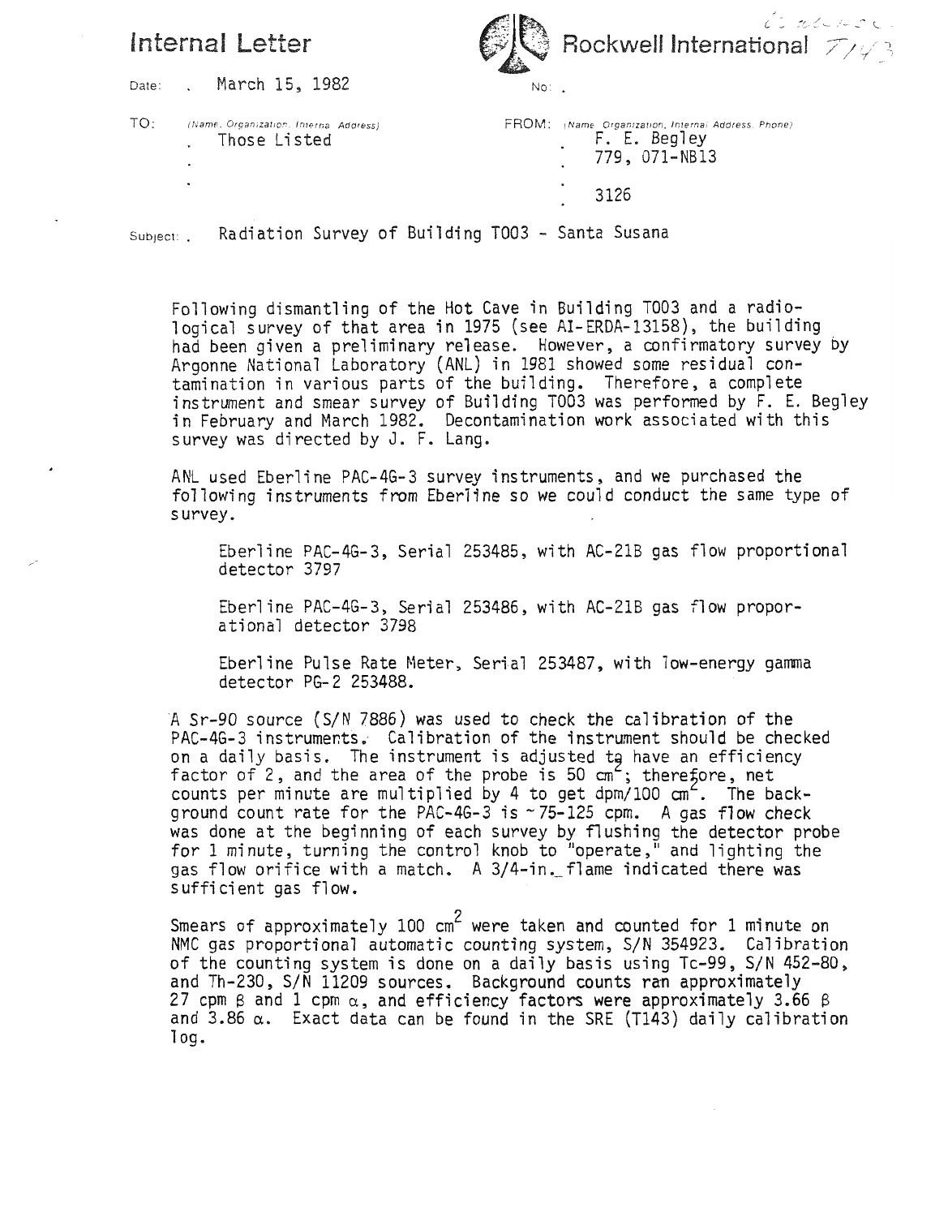**Internal Letter** **Rockwell International**

Date: March 15, 1982

No:

TO: (Name, Organization, Internal Address)
Those Listed

FROM: (Name, Organization, Internal Address, Phone)
F. E. Begley
779, 071-NB13
3126

Subject: Radiation Survey of Building T003 - Santa Susana

Following dismantling of the Hot Cave in Building T003 and a radiological survey of that area in 1975 (see AI-ERDA-13158), the building had been given a preliminary release. However, a confirmatory survey by Argonne National Laboratory (ANL) in 1981 showed some residual contamination in various parts of the building. Therefore, a complete instrument and smear survey of Building T003 was performed by F. E. Begley in February and March 1982. Decontamination work associated with this survey was directed by J. F. Lang.

ANL used Eberline PAC-4G-3 survey instruments, and we purchased the following instruments from Eberline so we could conduct the same type of survey.

Eberline PAC-4G-3, Serial 253485, with AC-21B gas flow proportional detector 3797

Eberline PAC-4G-3, Serial 253486, with AC-21B gas flow proportional detector 3798

Eberline Pulse Rate Meter, Serial 253487, with low-energy gamma detector PG-2 253488.

A Sr-90 source (S/N 7886) was used to check the calibration of the PAC-4G-3 instruments. Calibration of the instrument should be checked on a daily basis. The instrument is adjusted to have an efficiency factor of 2, and the area of the probe is 50 $cm^2$; therefore, net counts per minute are multiplied by 4 to get dpm/100 $cm^2$. The background count rate for the PAC-4G-3 is ~75-125 cpm. A gas flow check was done at the beginning of each survey by flushing the detector probe for 1 minute, turning the control knob to "operate," and lighting the gas flow orifice with a match. A 3/4-in. flame indicated there was sufficient gas flow.

Smears of approximately 100 $cm^2$ were taken and counted for 1 minute on NMC gas proportional automatic counting system, S/N 354923. Calibration of the counting system is done on a daily basis using Tc-99, S/N 452-80, and Th-230, S/N 11209 sources. Background counts ran approximately 27 cpm $\beta$ and 1 cpm $\alpha$, and efficiency factors were approximately 3.66 $\beta$ and 3.86 $\alpha$. Exact data can be found in the SRE (T143) daily calibration log.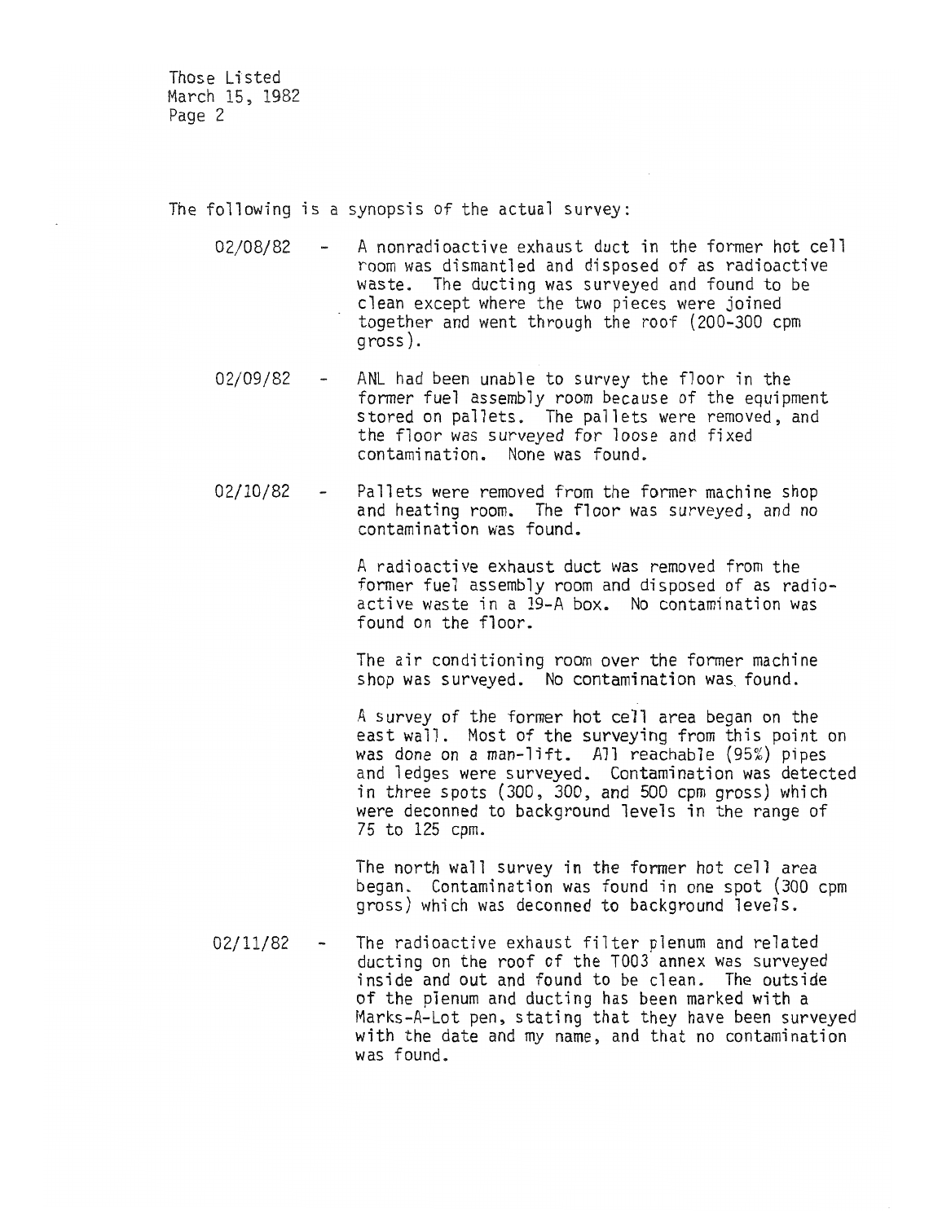Those Listed
March 15, 1982
Page 2

The following is a synopsis of the actual survey:

02/08/82 - A nonradioactive exhaust duct in the former hot cell room was dismantled and disposed of as radioactive waste. The ducting was surveyed and found to be clean except where the two pieces were joined together and went through the roof (200-300 cpm gross).

02/09/82 - ANL had been unable to survey the floor in the former fuel assembly room because of the equipment stored on pallets. The pallets were removed, and the floor was surveyed for loose and fixed contamination. None was found.

02/10/82 - Pallets were removed from the former machine shop and heating room. The floor was surveyed, and no contamination was found.

A radioactive exhaust duct was removed from the former fuel assembly room and disposed of as radioactive waste in a 19-A box. No contamination was found on the floor.

The air conditioning room over the former machine shop was surveyed. No contamination was found.

A survey of the former hot cell area began on the east wall. Most of the surveying from this point on was done on a man-lift. All reachable (95%) pipes and ledges were surveyed. Contamination was detected in three spots (300, 300, and 500 cpm gross) which were deconned to background levels in the range of 75 to 125 cpm.

The north wall survey in the former hot cell area began. Contamination was found in one spot (300 cpm gross) which was deconned to background levels.

02/11/82 - The radioactive exhaust filter plenum and related ducting on the roof of the T003 annex was surveyed inside and out and found to be clean. The outside of the plenum and ducting has been marked with a Marks-A-Lot pen, stating that they have been surveyed with the date and my name, and that no contamination was found.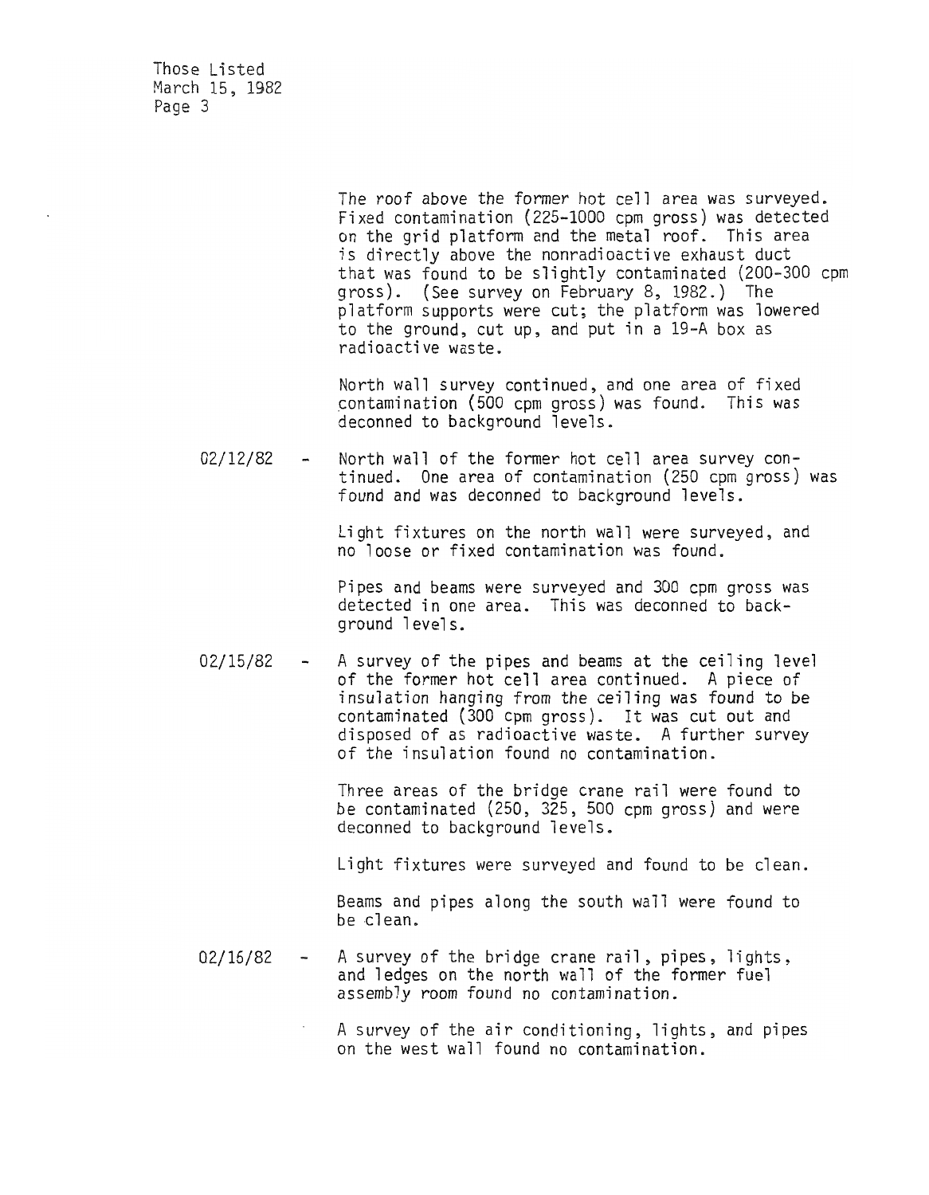The roof above the former hot cell area was surveyed. Fixed contamination (225-1000 cpm gross) was detected on the grid platform and the metal roof. This area is directly above the nonradioactive exhaust duct that was found to be slightly contaminated (200-300 cpm gross). (See survey on February 8, 1982.) The platform supports were cut; the platform was lowered to the ground, cut up, and put in a 19-A box as radioactive waste.

North wall survey continued, and one area of fixed contamination (500 cpm gross) was found. This was deconned to background levels.

02/12/82 - North wall of the former hot cell area survey continued. One area of contamination (250 cpm gross) was found and was deconned to background levels.

Light fixtures on the north wall were surveyed, and no loose or fixed contamination was found.

Pipes and beams were surveyed and 300 cpm gross was detected in one area. This was deconned to background levels.

02/15/82 - A survey of the pipes and beams at the ceiling level of the former hot cell area continued. A piece of insulation hanging from the ceiling was found to be contaminated (300 cpm gross). It was cut out and disposed of as radioactive waste. A further survey of the insulation found no contamination.

Three areas of the bridge crane rail were found to be contaminated (250, 325, 500 cpm gross) and were deconned to background levels.

Light fixtures were surveyed and found to be clean.

Beams and pipes along the south wall were found to be clean.

02/16/82 - A survey of the bridge crane rail, pipes, lights, and ledges on the north wall of the former fuel assembly room found no contamination.

A survey of the air conditioning, lights, and pipes on the west wall found no contamination.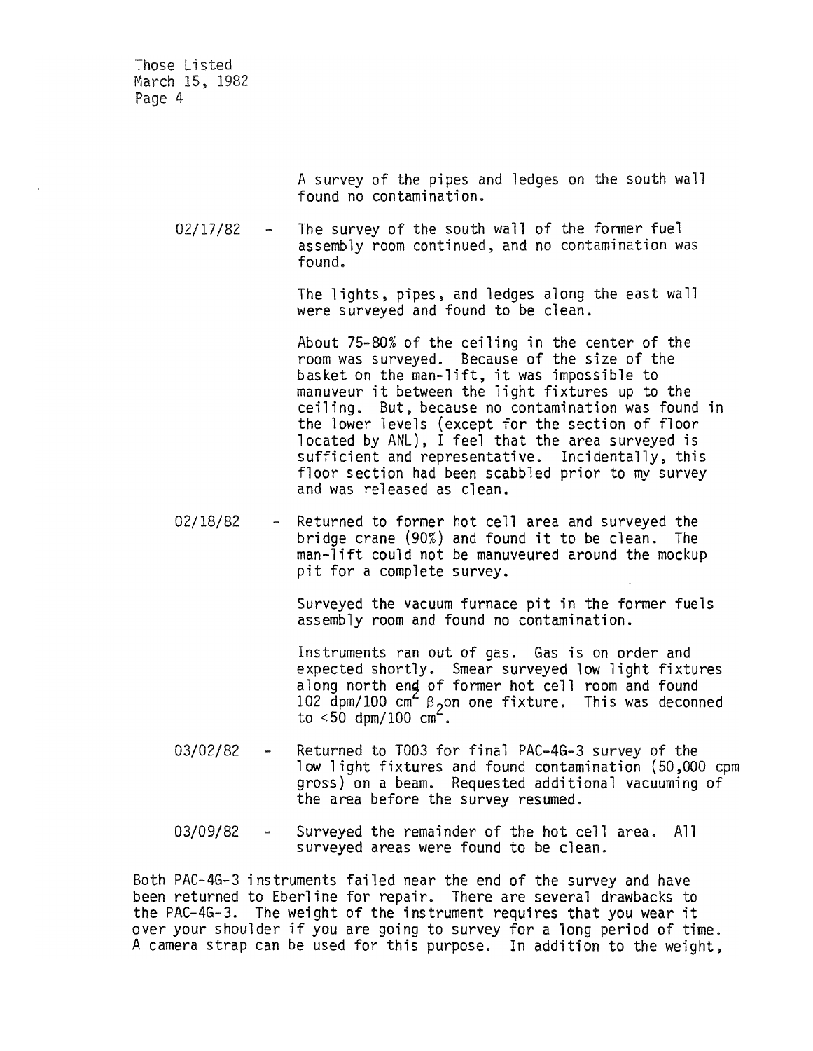A survey of the pipes and ledges on the south wall found no contamination.

02/17/82 - The survey of the south wall of the former fuel assembly room continued, and no contamination was found.

The lights, pipes, and ledges along the east wall were surveyed and found to be clean.

About 75-80% of the ceiling in the center of the room was surveyed. Because of the size of the basket on the man-lift, it was impossible to manuveur it between the light fixtures up to the ceiling. But, because no contamination was found in the lower levels (except for the section of floor located by ANL), I feel that the area surveyed is sufficient and representative. Incidentally, this floor section had been scabbled prior to my survey and was released as clean.

02/18/82 - Returned to former hot cell area and surveyed the bridge crane (90%) and found it to be clean. The man-lift could not be manuveured around the mockup pit for a complete survey.

Surveyed the vacuum furnace pit in the former fuels assembly room and found no contamination.

Instruments ran out of gas. Gas is on order and expected shortly. Smear surveyed low light fixtures along north end of former hot cell room and found 102 dpm/100 $cm^2$ $\beta_2$ on one fixture. This was deconned to <50 dpm/100 $cm^2$.

03/02/82 - Returned to T003 for final PAC-4G-3 survey of the low light fixtures and found contamination (50,000 cpm gross) on a beam. Requested additional vacuuming of the area before the survey resumed.

03/09/82 - Surveyed the remainder of the hot cell area. All surveyed areas were found to be clean.

Both PAC-4G-3 instruments failed near the end of the survey and have been returned to Eberline for repair. There are several drawbacks to the PAC-4G-3. The weight of the instrument requires that you wear it over your shoulder if you are going to survey for a long period of time. A camera strap can be used for this purpose. In addition to the weight,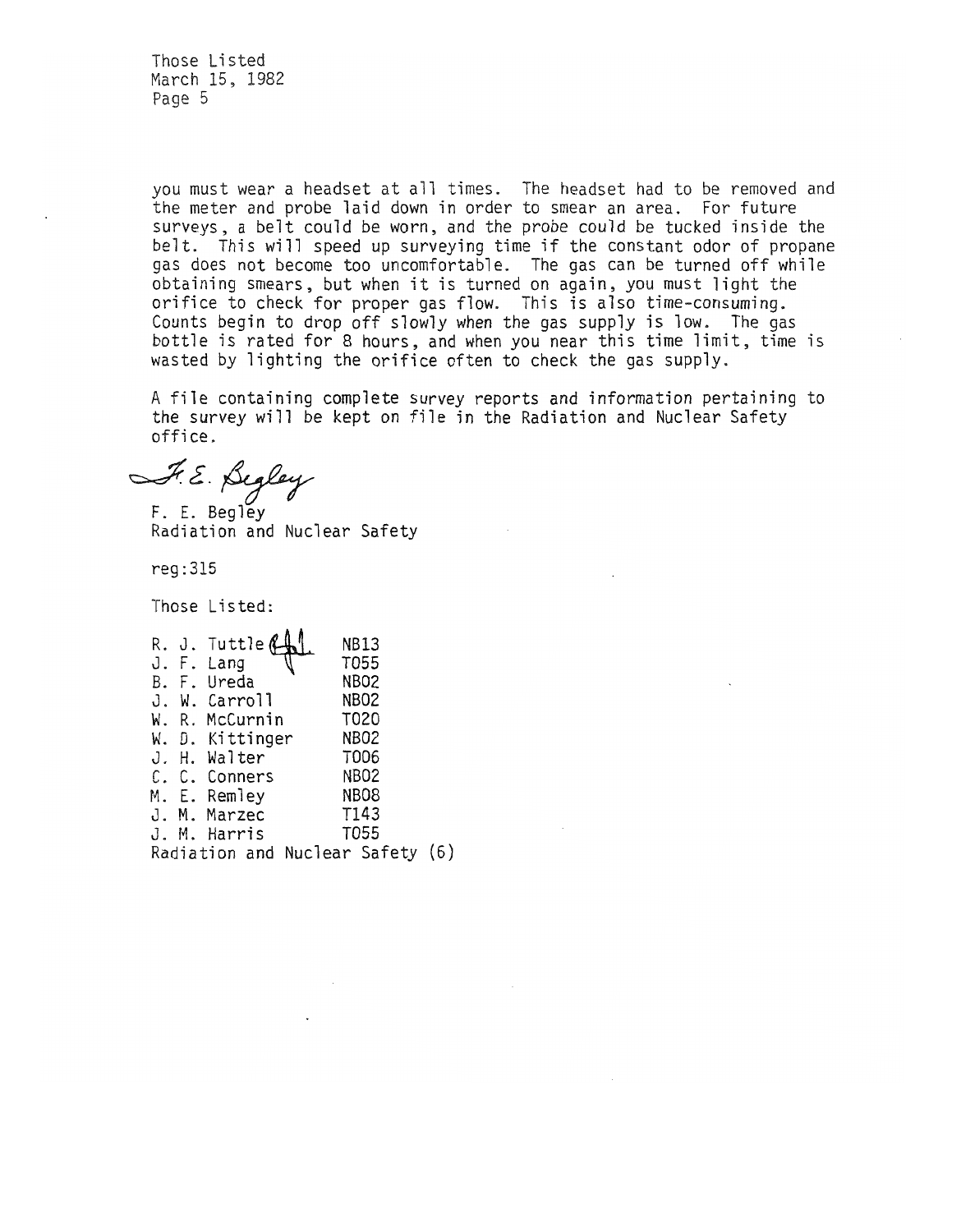you must wear a headset at all times. The headset had to be removed and the meter and probe laid down in order to smear an area. For future surveys, a belt could be worn, and the probe could be tucked inside the belt. This will speed up surveying time if the constant odor of propane gas does not become too uncomfortable. The gas can be turned off while obtaining smears, but when it is turned on again, you must light the orifice to check for proper gas flow. This is also time-consuming. Counts begin to drop off slowly when the gas supply is low. The gas bottle is rated for 8 hours, and when you near this time limit, time is wasted by lighting the orifice often to check the gas supply.

A file containing complete survey reports and information pertaining to the survey will be kept on file in the Radiation and Nuclear Safety office.

F. E. Begley

F. E. Begley
Radiation and Nuclear Safety

reg:315

Those Listed:

| | |
|---|---|
| R. J. Tuttle | NB13 |
| J. F. Lang | T055 |
| B. F. Ureda | NB02 |
| J. W. Carroll | NB02 |
| W. R. McCurnin | T020 |
| W. D. Kittinger | NB02 |
| J. H. Walter | T006 |
| C. C. Conners | NB02 |
| M. E. Remley | NB08 |
| J. M. Marzec | T143 |
| J. M. Harris | T055 |

Radiation and Nuclear Safety (6)